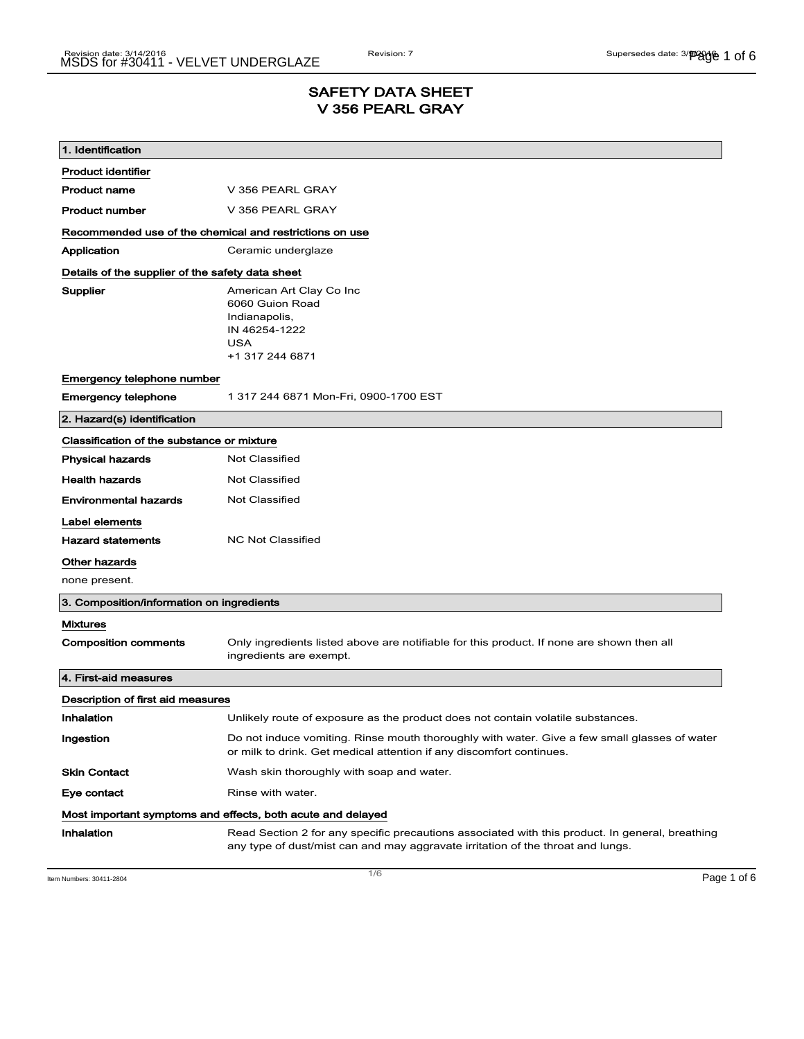# SAFETY DATA SHEET
# V 356 PEARL GRAY

## 1. Identification

**Product identifier**

**Product name** V 356 PEARL GRAY

**Product number** V 356 PEARL GRAY

**Recommended use of the chemical and restrictions on use**

**Application** Ceramic underglaze

**Details of the supplier of the safety data sheet**

**Supplier**
American Art Clay Co Inc
6060 Guion Road
Indianapolis,
IN 46254-1222
USA
+1 317 244 6871

**Emergency telephone number**

**Emergency telephone** 1 317 244 6871 Mon-Fri, 0900-1700 EST

## 2. Hazard(s) identification

**Classification of the substance or mixture**

**Physical hazards** Not Classified

**Health hazards** Not Classified

**Environmental hazards** Not Classified

**Label elements**

**Hazard statements** NC Not Classified

**Other hazards**

none present.

## 3. Composition/information on ingredients

**Mixtures**

**Composition comments** Only ingredients listed above are notifiable for this product. If none are shown then all ingredients are exempt.

## 4. First-aid measures

**Description of first aid measures**

**Inhalation** Unlikely route of exposure as the product does not contain volatile substances.

**Ingestion** Do not induce vomiting. Rinse mouth thoroughly with water. Give a few small glasses of water or milk to drink. Get medical attention if any discomfort continues.

**Skin Contact** Wash skin thoroughly with soap and water.

**Eye contact** Rinse with water.

**Most important symptoms and effects, both acute and delayed**

**Inhalation** Read Section 2 for any specific precautions associated with this product. In general, breathing any type of dust/mist can and may aggravate irritation of the throat and lungs.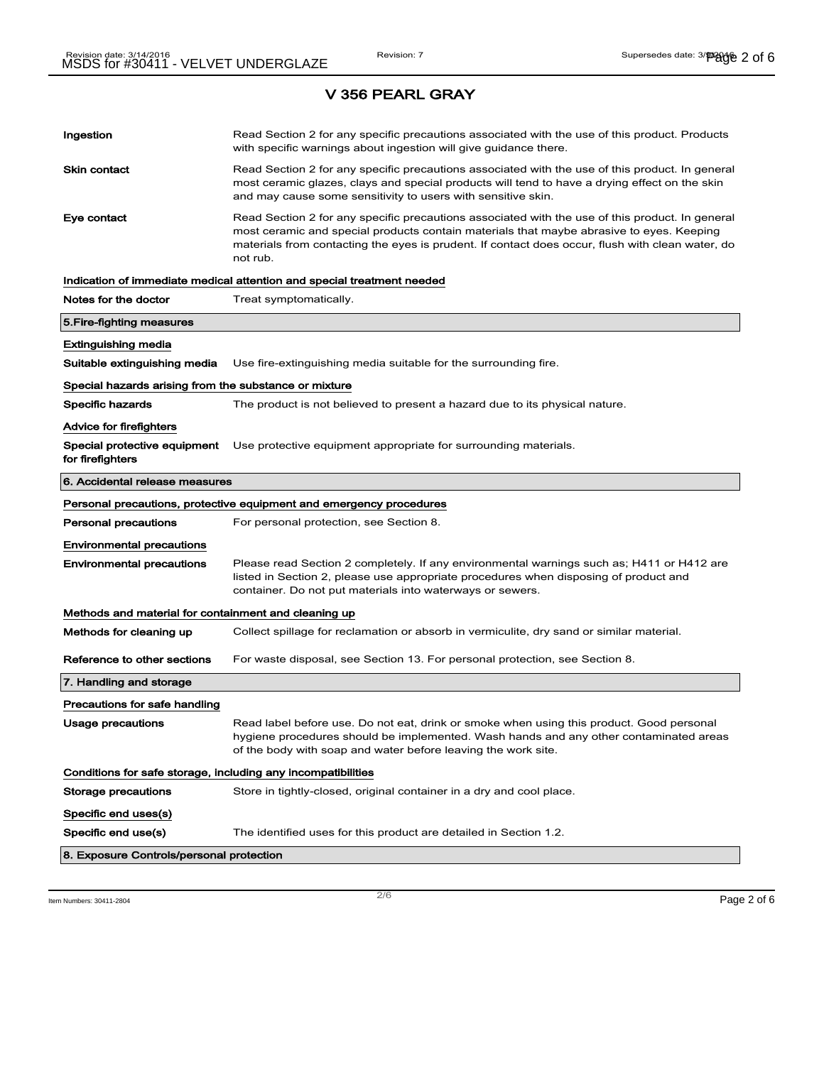## V 356 PEARL GRAY

| | |
|---|---|
| **Ingestion** | Read Section 2 for any specific precautions associated with the use of this product. Products with specific warnings about ingestion will give guidance there. |
| **Skin contact** | Read Section 2 for any specific precautions associated with the use of this product. In general most ceramic glazes, clays and special products will tend to have a drying effect on the skin and may cause some sensitivity to users with sensitive skin. |
| **Eye contact** | Read Section 2 for any specific precautions associated with the use of this product. In general most ceramic and special products contain materials that maybe abrasive to eyes. Keeping materials from contacting the eyes is prudent. If contact does occur, flush with clean water, do not rub. |

**Indication of immediate medical attention and special treatment needed**

| | |
|---|---|
| **Notes for the doctor** | Treat symptomatically. |

### 5.Fire-fighting measures

**Extinguishing media**

| | |
|---|---|
| **Suitable extinguishing media** | Use fire-extinguishing media suitable for the surrounding fire. |

**Special hazards arising from the substance or mixture**

| | |
|---|---|
| **Specific hazards** | The product is not believed to present a hazard due to its physical nature. |

**Advice for firefighters**

| | |
|---|---|
| **Special protective equipment for firefighters** | Use protective equipment appropriate for surrounding materials. |

### 6. Accidental release measures

**Personal precautions, protective equipment and emergency procedures**

| | |
|---|---|
| **Personal precautions** | For personal protection, see Section 8. |

**Environmental precautions**

| | |
|---|---|
| **Environmental precautions** | Please read Section 2 completely. If any environmental warnings such as; H411 or H412 are listed in Section 2, please use appropriate procedures when disposing of product and container. Do not put materials into waterways or sewers. |

**Methods and material for containment and cleaning up**

| | |
|---|---|
| **Methods for cleaning up** | Collect spillage for reclamation or absorb in vermiculite, dry sand or similar material. |
| **Reference to other sections** | For waste disposal, see Section 13. For personal protection, see Section 8. |

### 7. Handling and storage

**Precautions for safe handling**

| | |
|---|---|
| **Usage precautions** | Read label before use. Do not eat, drink or smoke when using this product. Good personal hygiene procedures should be implemented. Wash hands and any other contaminated areas of the body with soap and water before leaving the work site. |

**Conditions for safe storage, including any incompatibilities**

| | |
|---|---|
| **Storage precautions** | Store in tightly-closed, original container in a dry and cool place. |

**Specific end uses(s)**

| | |
|---|---|
| **Specific end use(s)** | The identified uses for this product are detailed in Section 1.2. |

### 8. Exposure Controls/personal protection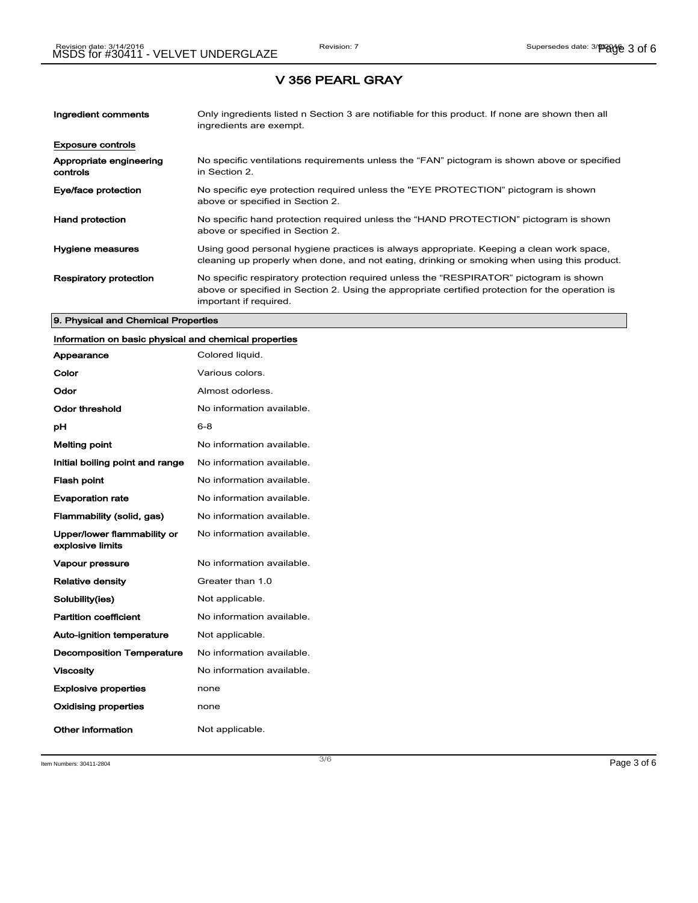# V 356 PEARL GRAY

| | |
|---|---|
| **Ingredient comments** | Only ingredients listed n Section 3 are notifiable for this product. If none are shown then all ingredients are exempt. |

**Exposure controls**

| | |
|---|---|
| **Appropriate engineering controls** | No specific ventilations requirements unless the "FAN" pictogram is shown above or specified in Section 2. |
| **Eye/face protection** | No specific eye protection required unless the "EYE PROTECTION" pictogram is shown above or specified in Section 2. |
| **Hand protection** | No specific hand protection required unless the "HAND PROTECTION" pictogram is shown above or specified in Section 2. |
| **Hygiene measures** | Using good personal hygiene practices is always appropriate. Keeping a clean work space, cleaning up properly when done, and not eating, drinking or smoking when using this product. |
| **Respiratory protection** | No specific respiratory protection required unless the "RESPIRATOR" pictogram is shown above or specified in Section 2. Using the appropriate certified protection for the operation is important if required. |

## 9. Physical and Chemical Properties

**Information on basic physical and chemical properties**

| | |
|---|---|
| **Appearance** | Colored liquid. |
| **Color** | Various colors. |
| **Odor** | Almost odorless. |
| **Odor threshold** | No information available. |
| **pH** | 6-8 |
| **Melting point** | No information available. |
| **Initial boiling point and range** | No information available. |
| **Flash point** | No information available. |
| **Evaporation rate** | No information available. |
| **Flammability (solid, gas)** | No information available. |
| **Upper/lower flammability or explosive limits** | No information available. |
| **Vapour pressure** | No information available. |
| **Relative density** | Greater than 1.0 |
| **Solubility(ies)** | Not applicable. |
| **Partition coefficient** | No information available. |
| **Auto-ignition temperature** | Not applicable. |
| **Decomposition Temperature** | No information available. |
| **Viscosity** | No information available. |
| **Explosive properties** | none |
| **Oxidising properties** | none |
| **Other information** | Not applicable. |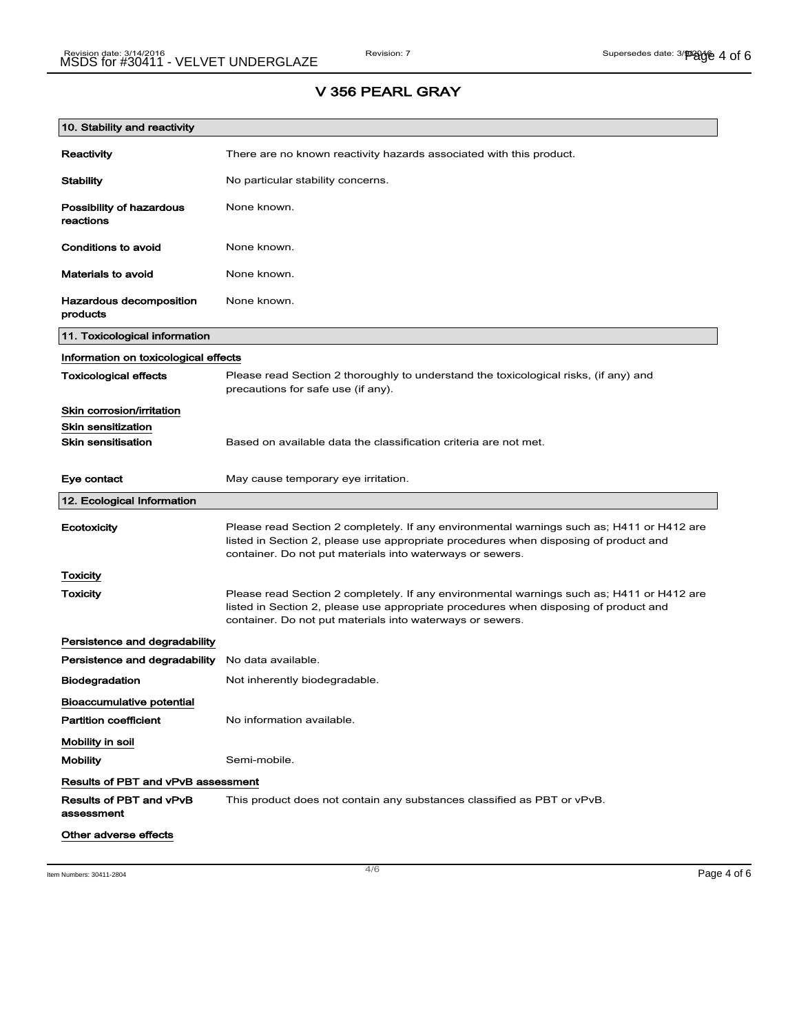# V 356 PEARL GRAY

## 10. Stability and reactivity

**Reactivity** There are no known reactivity hazards associated with this product.

**Stability** No particular stability concerns.

**Possibility of hazardous reactions** None known.

**Conditions to avoid** None known.

**Materials to avoid** None known.

**Hazardous decomposition products** None known.

## 11. Toxicological information

### Information on toxicological effects

**Toxicological effects** Please read Section 2 thoroughly to understand the toxicological risks, (if any) and precautions for safe use (if any).

### Skin corrosion/irritation

### Skin sensitization

**Skin sensitisation** Based on available data the classification criteria are not met.

**Eye contact** May cause temporary eye irritation.

## 12. Ecological Information

**Ecotoxicity** Please read Section 2 completely. If any environmental warnings such as; H411 or H412 are listed in Section 2, please use appropriate procedures when disposing of product and container. Do not put materials into waterways or sewers.

### Toxicity

**Toxicity** Please read Section 2 completely. If any environmental warnings such as; H411 or H412 are listed in Section 2, please use appropriate procedures when disposing of product and container. Do not put materials into waterways or sewers.

### Persistence and degradability

**Persistence and degradability** No data available.

**Biodegradation** Not inherently biodegradable.

### Bioaccumulative potential

**Partition coefficient** No information available.

### Mobility in soil

**Mobility** Semi-mobile.

### Results of PBT and vPvB assessment

**Results of PBT and vPvB assessment** This product does not contain any substances classified as PBT or vPvB.

### Other adverse effects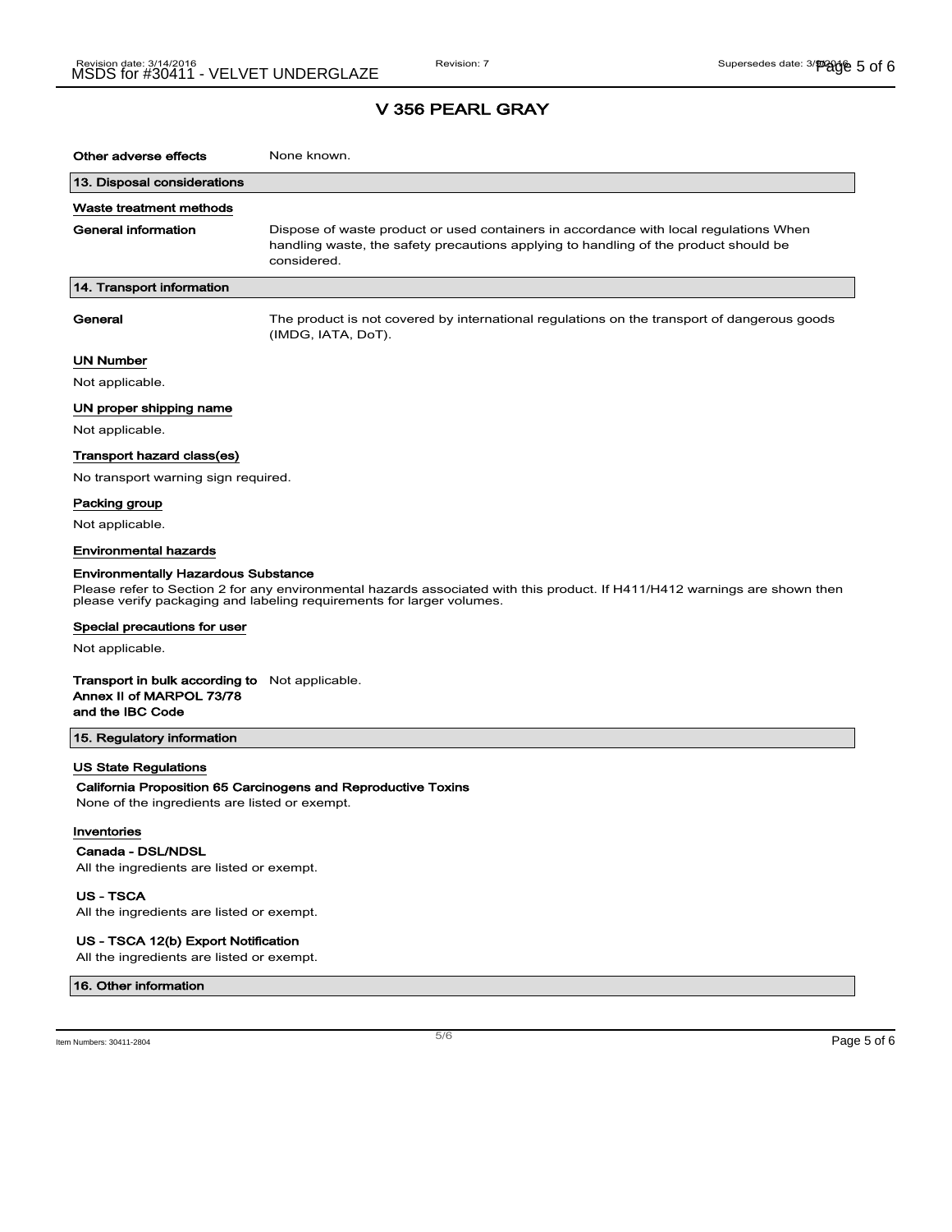# V 356 PEARL GRAY

**Other adverse effects** None known.

## 13. Disposal considerations

### Waste treatment methods

**General information** Dispose of waste product or used containers in accordance with local regulations When handling waste, the safety precautions applying to handling of the product should be considered.

## 14. Transport information

**General** The product is not covered by international regulations on the transport of dangerous goods (IMDG, IATA, DoT).

### UN Number

Not applicable.

### UN proper shipping name

Not applicable.

### Transport hazard class(es)

No transport warning sign required.

### Packing group

Not applicable.

### Environmental hazards

**Environmentally Hazardous Substance**

Please refer to Section 2 for any environmental hazards associated with this product. If H411/H412 warnings are shown then please verify packaging and labeling requirements for larger volumes.

### Special precautions for user

Not applicable.

**Transport in bulk according to Annex II of MARPOL 73/78 and the IBC Code** Not applicable.

## 15. Regulatory information

### US State Regulations

**California Proposition 65 Carcinogens and Reproductive Toxins**

None of the ingredients are listed or exempt.

### Inventories

**Canada - DSL/NDSL**

All the ingredients are listed or exempt.

**US - TSCA**

All the ingredients are listed or exempt.

**US - TSCA 12(b) Export Notification**

All the ingredients are listed or exempt.

## 16. Other information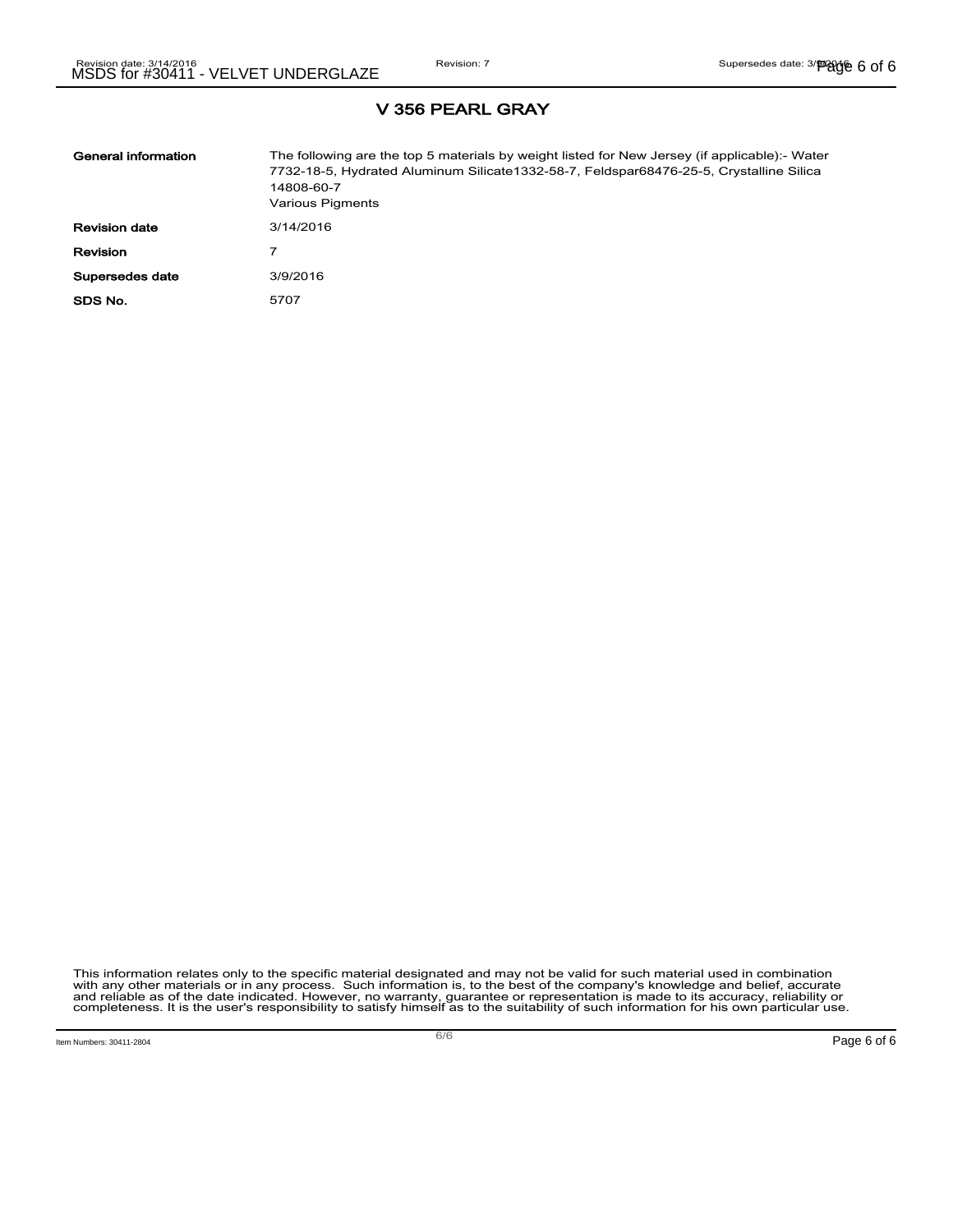## V 356 PEARL GRAY

| | |
|---|---|
| **General information** | The following are the top 5 materials by weight listed for New Jersey (if applicable):- Water 7732-18-5, Hydrated Aluminum Silicate1332-58-7, Feldspar68476-25-5, Crystalline Silica 14808-60-7<br>Various Pigments |
| **Revision date** | 3/14/2016 |
| **Revision** | 7 |
| **Supersedes date** | 3/9/2016 |
| **SDS No.** | 5707 |

This information relates only to the specific material designated and may not be valid for such material used in combination with any other materials or in any process. Such information is, to the best of the company's knowledge and belief, accurate and reliable as of the date indicated. However, no warranty, guarantee or representation is made to its accuracy, reliability or completeness. It is the user's responsibility to satisfy himself as to the suitability of such information for his own particular use.

Item Numbers: 30411-2804